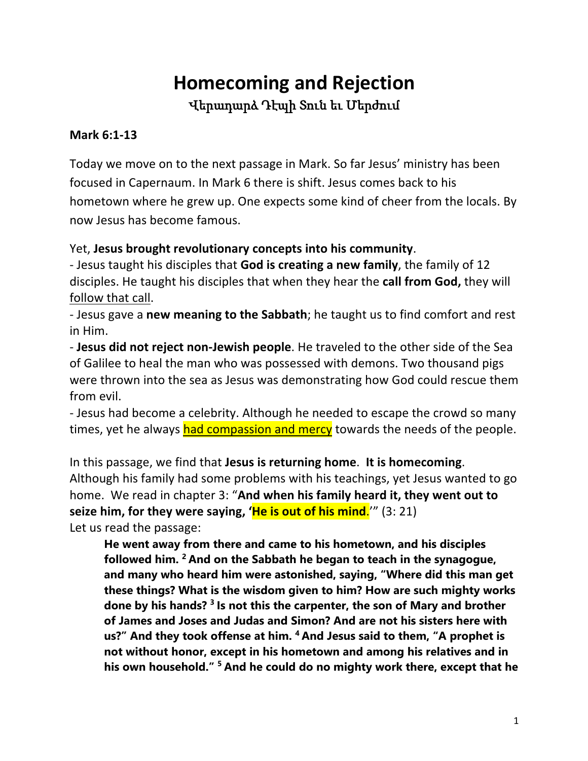# Homecoming and Rejection

## Վերադարձ Դէպի Տուն եւ Մերժում

**Mark 6:1-13**

Today we move on to the next passage in Mark. So far Jesus' ministry has been focused in Capernaum. In Mark 6 there is shift. Jesus comes back to his hometown where he grew up. One expects some kind of cheer from the locals. By now Jesus has become famous.

Yet, **Jesus brought revolutionary concepts into his community**.

- Jesus taught his disciples that **God is creating a new family**, the family of 12 disciples. He taught his disciples that when they hear the **call from God,** they will <u>follow that call</u>.
- Jesus gave a **new meaning to the Sabbath**; he taught us to find comfort and rest in Him.
- **Jesus did not reject non-Jewish people**. He traveled to the other side of the Sea of Galilee to heal the man who was possessed with demons. Two thousand pigs were thrown into the sea as Jesus was demonstrating how God could rescue them from evil.
- Jesus had become a celebrity. Although he needed to escape the crowd so many times, yet he always <u>had compassion and mercy</u> towards the needs of the people.

In this passage, we find that **Jesus is returning home**. **It is homecoming**. Although his family had some problems with his teachings, yet Jesus wanted to go home. We read in chapter 3: "**And when his family heard it, they went out to seize him, for they were saying, 'He is out of his mind**.'" (3: 21)

Let us read the passage:

> **He went away from there and came to his hometown, and his disciples followed him. [2] And on the Sabbath he began to teach in the synagogue, and many who heard him were astonished, saying, "Where did this man get these things? What is the wisdom given to him? How are such mighty works done by his hands? [3] Is not this the carpenter, the son of Mary and brother of James and Joses and Judas and Simon? And are not his sisters here with us?" And they took offense at him. [4] And Jesus said to them, "A prophet is not without honor, except in his hometown and among his relatives and in his own household." [5] And he could do no mighty work there, except that he**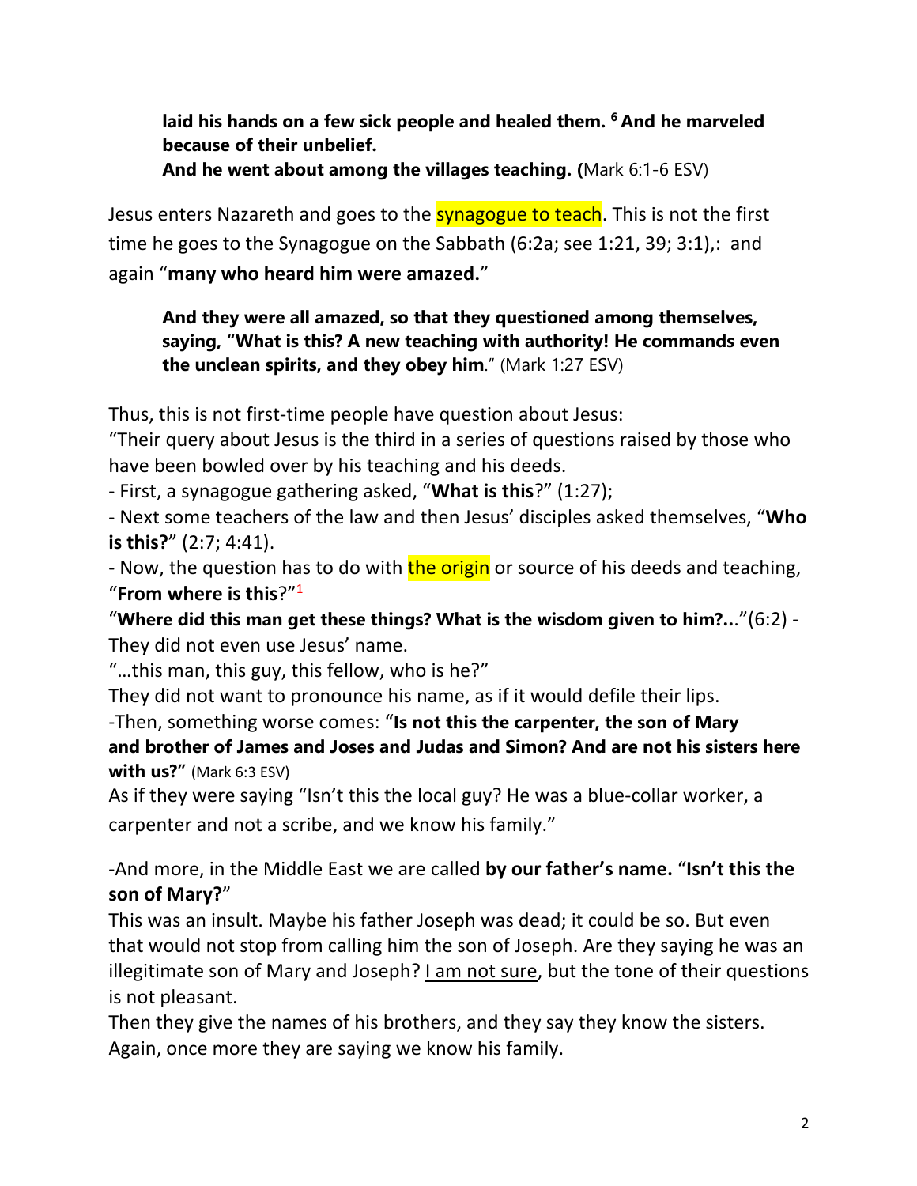> **laid his hands on a few sick people and healed them. [6] And he marveled because of their unbelief.**
> **And he went about among the villages teaching. (**Mark 6:1-6 ESV)

Jesus enters Nazareth and goes to the synagogue to teach. This is not the first time he goes to the Synagogue on the Sabbath (6:2a; see 1:21, 39; 3:1),: and again "**many who heard him were amazed.**"

> **And they were all amazed, so that they questioned among themselves, saying, "What is this? A new teaching with authority! He commands even the unclean spirits, and they obey him**." (Mark 1:27 ESV)

Thus, this is not first-time people have question about Jesus:
"Their query about Jesus is the third in a series of questions raised by those who have been bowled over by his teaching and his deeds.
- First, a synagogue gathering asked, "**What is this**?" (1:27);
- Next some teachers of the law and then Jesus' disciples asked themselves, "**Who is this?**" (2:7; 4:41).
- Now, the question has to do with the origin or source of his deeds and teaching, "**From where is this**?"[1]

"**Where did this man get these things? What is the wisdom given to him?..**."(6:2) - They did not even use Jesus' name.
"…this man, this guy, this fellow, who is he?"
They did not want to pronounce his name, as if it would defile their lips.
-Then, something worse comes: "**Is not this the carpenter, the son of Mary and brother of James and Joses and Judas and Simon? And are not his sisters here with us?"** (Mark 6:3 ESV)
As if they were saying "Isn't this the local guy? He was a blue-collar worker, a carpenter and not a scribe, and we know his family."

-And more, in the Middle East we are called **by our father's name.** "**Isn't this the son of Mary?**"
This was an insult. Maybe his father Joseph was dead; it could be so. But even that would not stop from calling him the son of Joseph. Are they saying he was an illegitimate son of Mary and Joseph? <u>I am not sure</u>, but the tone of their questions is not pleasant.
Then they give the names of his brothers, and they say they know the sisters. Again, once more they are saying we know his family.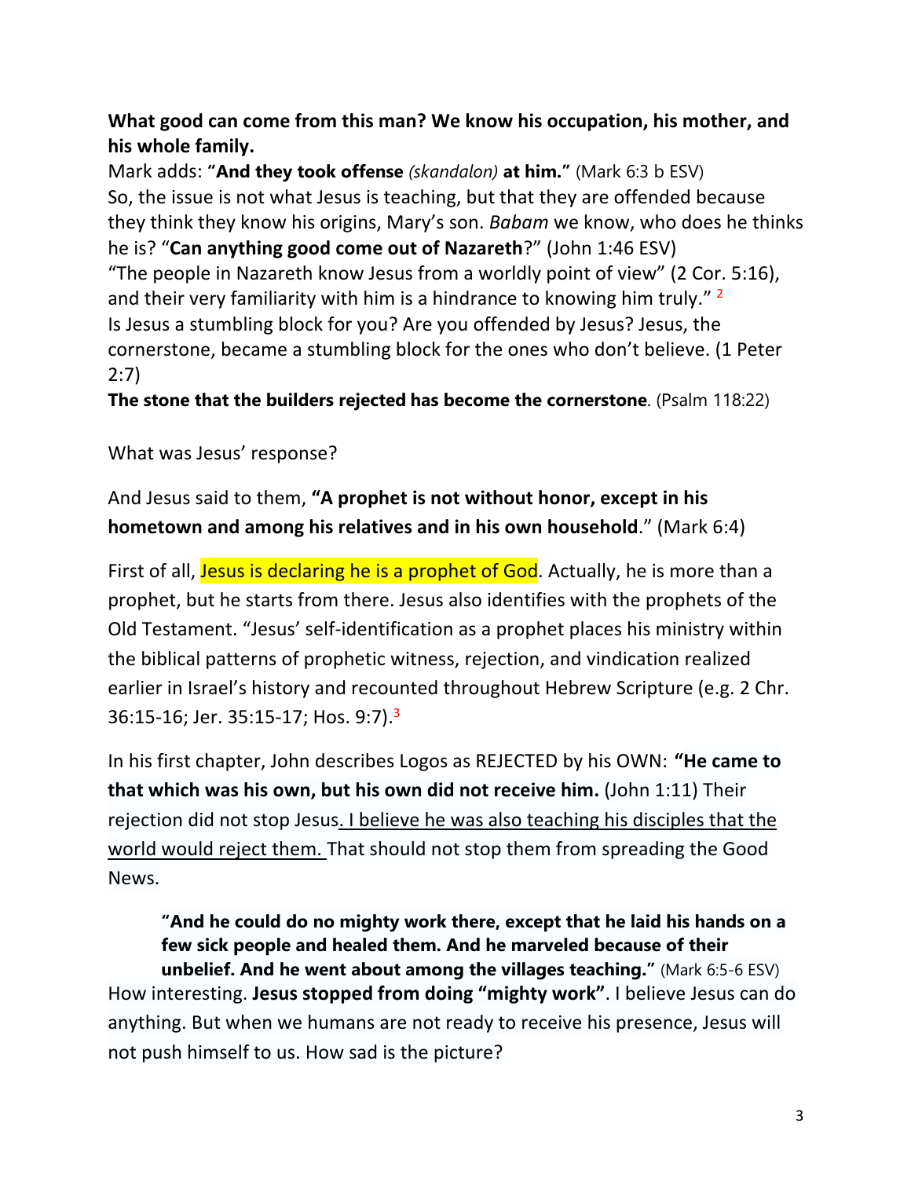**What good can come from this man? We know his occupation, his mother, and his whole family.**

Mark adds: **"And they took offense** *(skandalon)* **at him."** (Mark 6:3 b ESV)

So, the issue is not what Jesus is teaching, but that they are offended because they think they know his origins, Mary's son. *Babam* we know, who does he thinks he is? "**Can anything good come out of Nazareth**?" (John 1:46 ESV)

"The people in Nazareth know Jesus from a worldly point of view" (2 Cor. 5:16), and their very familiarity with him is a hindrance to knowing him truly." [2]

Is Jesus a stumbling block for you? Are you offended by Jesus? Jesus, the cornerstone, became a stumbling block for the ones who don't believe. (1 Peter 2:7)

**The stone that the builders rejected has become the cornerstone**. (Psalm 118:22)

What was Jesus' response?

And Jesus said to them, **"A prophet is not without honor, except in his hometown and among his relatives and in his own household**." (Mark 6:4)

First of all, Jesus is declaring he is a prophet of God. Actually, he is more than a prophet, but he starts from there. Jesus also identifies with the prophets of the Old Testament. "Jesus' self-identification as a prophet places his ministry within the biblical patterns of prophetic witness, rejection, and vindication realized earlier in Israel's history and recounted throughout Hebrew Scripture (e.g. 2 Chr. 36:15-16; Jer. 35:15-17; Hos. 9:7).[3]

In his first chapter, John describes Logos as REJECTED by his OWN: **"He came to that which was his own, but his own did not receive him.** (John 1:11) Their rejection did not stop Jesus. I believe he was also teaching his disciples that the world would reject them. That should not stop them from spreading the Good News.

> **"And he could do no mighty work there, except that he laid his hands on a few sick people and healed them. And he marveled because of their unbelief. And he went about among the villages teaching."** (Mark 6:5-6 ESV)

How interesting. **Jesus stopped from doing "mighty work"**. I believe Jesus can do anything. But when we humans are not ready to receive his presence, Jesus will not push himself to us. How sad is the picture?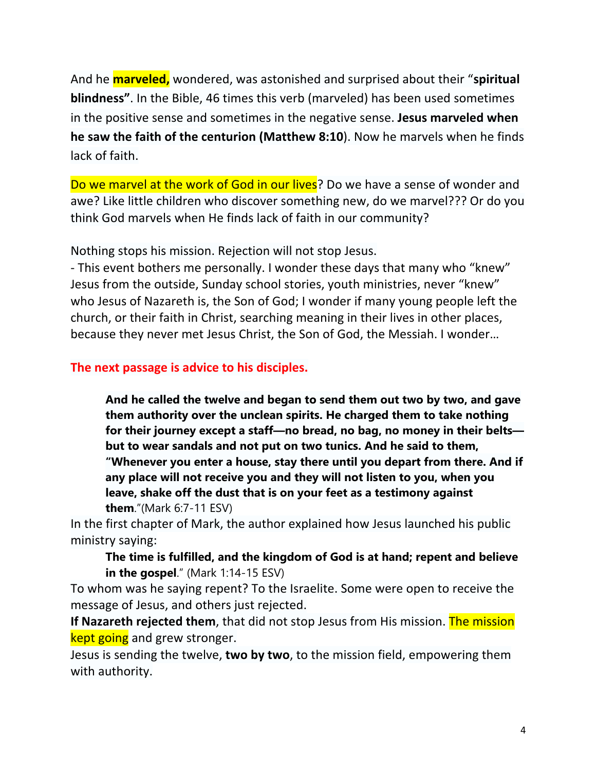And he **marveled,** wondered, was astonished and surprised about their "**spiritual blindness"**. In the Bible, 46 times this verb (marveled) has been used sometimes in the positive sense and sometimes in the negative sense. **Jesus marveled when he saw the faith of the centurion (Matthew 8:10**). Now he marvels when he finds lack of faith.

Do we marvel at the work of God in our lives? Do we have a sense of wonder and awe? Like little children who discover something new, do we marvel??? Or do you think God marvels when He finds lack of faith in our community?

Nothing stops his mission. Rejection will not stop Jesus.

- This event bothers me personally. I wonder these days that many who "knew" Jesus from the outside, Sunday school stories, youth ministries, never "knew" who Jesus of Nazareth is, the Son of God; I wonder if many young people left the church, or their faith in Christ, searching meaning in their lives in other places, because they never met Jesus Christ, the Son of God, the Messiah. I wonder…

**The next passage is advice to his disciples.**

> **And he called the twelve and began to send them out two by two, and gave them authority over the unclean spirits. He charged them to take nothing for their journey except a staff—no bread, no bag, no money in their belts—but to wear sandals and not put on two tunics. And he said to them, "Whenever you enter a house, stay there until you depart from there. And if any place will not receive you and they will not listen to you, when you leave, shake off the dust that is on your feet as a testimony against them**."(Mark 6:7-11 ESV)

In the first chapter of Mark, the author explained how Jesus launched his public ministry saying:

> **The time is fulfilled, and the kingdom of God is at hand; repent and believe in the gospel**." (Mark 1:14-15 ESV)

To whom was he saying repent? To the Israelite. Some were open to receive the message of Jesus, and others just rejected.

**If Nazareth rejected them**, that did not stop Jesus from His mission. The mission kept going and grew stronger.

Jesus is sending the twelve, **two by two**, to the mission field, empowering them with authority.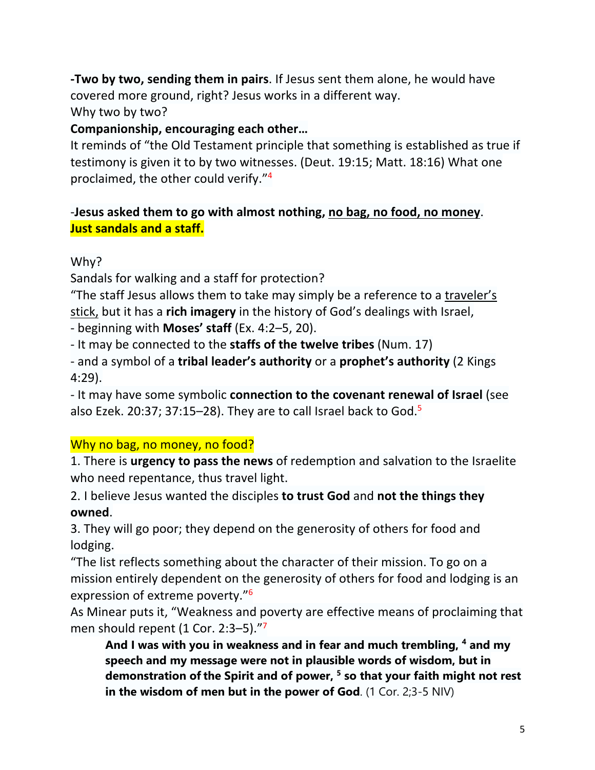**-Two by two, sending them in pairs**. If Jesus sent them alone, he would have covered more ground, right? Jesus works in a different way.
Why two by two?

**Companionship, encouraging each other…**

It reminds of "the Old Testament principle that something is established as true if testimony is given it to by two witnesses. (Deut. 19:15; Matt. 18:16) What one proclaimed, the other could verify."[4]

-**Jesus asked them to go with almost nothing, <u>no bag, no food, no money</u>. Just sandals and a staff.**

Why?
Sandals for walking and a staff for protection?
"The staff Jesus allows them to take may simply be a reference to a <u>traveler's stick,</u> but it has a **rich imagery** in the history of God's dealings with Israel,
- beginning with **Moses' staff** (Ex. 4:2–5, 20).
- It may be connected to the **staffs of the twelve tribes** (Num. 17)
- and a symbol of a **tribal leader's authority** or a **prophet's authority** (2 Kings 4:29).
- It may have some symbolic **connection to the covenant renewal of Israel** (see also Ezek. 20:37; 37:15–28). They are to call Israel back to God.[5]

Why no bag, no money, no food?

1. There is **urgency to pass the news** of redemption and salvation to the Israelite who need repentance, thus travel light.
2. I believe Jesus wanted the disciples **to trust God** and **not the things they owned**.
3. They will go poor; they depend on the generosity of others for food and lodging.

"The list reflects something about the character of their mission. To go on a mission entirely dependent on the generosity of others for food and lodging is an expression of extreme poverty."[6]

As Minear puts it, "Weakness and poverty are effective means of proclaiming that men should repent (1 Cor. 2:3–5)."[7]

> **And I was with you in weakness and in fear and much trembling, [4] and my speech and my message were not in plausible words of wisdom, but in demonstration of the Spirit and of power, [5] so that your faith might not rest in the wisdom of men but in the power of God**. (1 Cor. 2;3-5 NIV)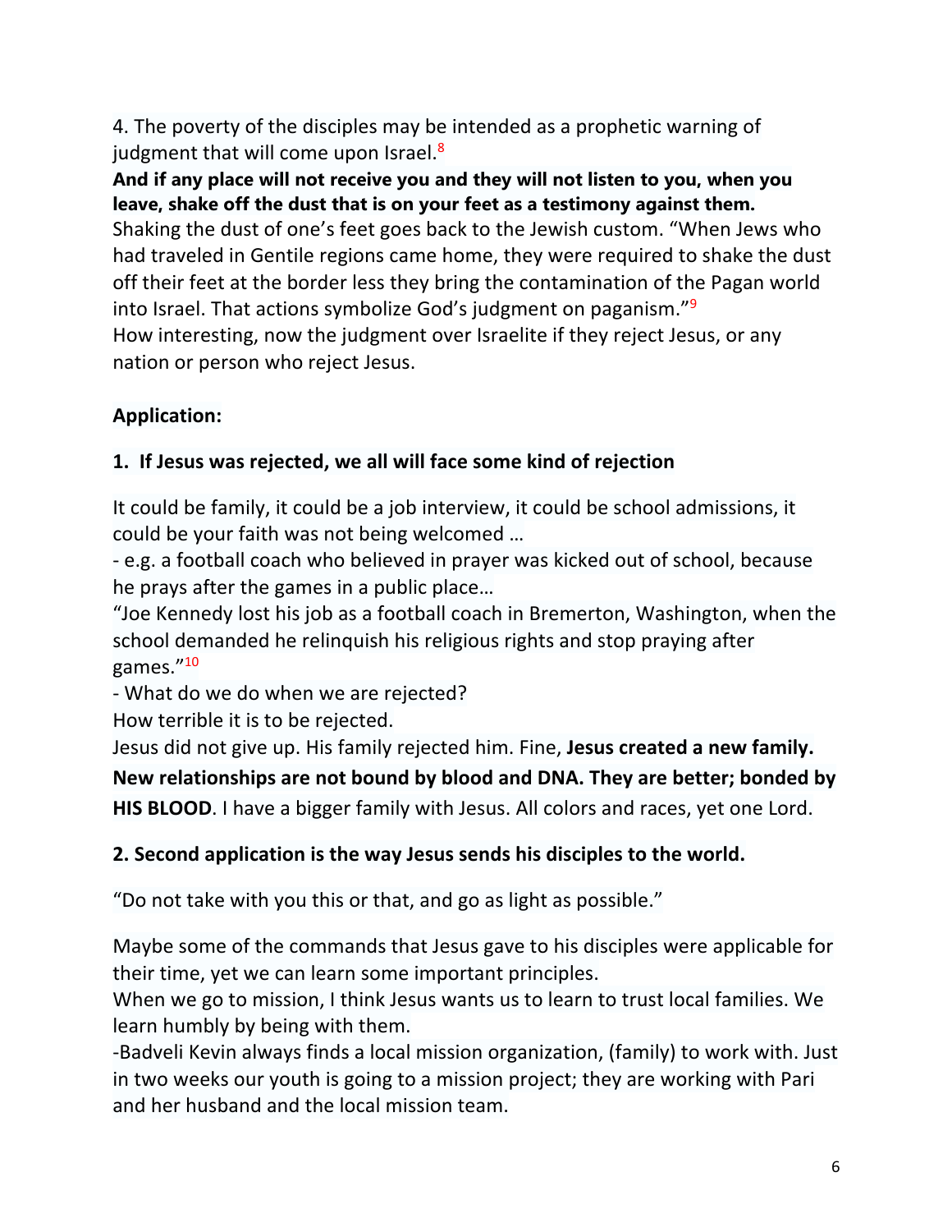4. The poverty of the disciples may be intended as a prophetic warning of judgment that will come upon Israel.[8]

**And if any place will not receive you and they will not listen to you, when you leave, shake off the dust that is on your feet as a testimony against them.**

Shaking the dust of one's feet goes back to the Jewish custom. "When Jews who had traveled in Gentile regions came home, they were required to shake the dust off their feet at the border less they bring the contamination of the Pagan world into Israel. That actions symbolize God's judgment on paganism."[9]

How interesting, now the judgment over Israelite if they reject Jesus, or any nation or person who reject Jesus.

**Application:**

**1. If Jesus was rejected, we all will face some kind of rejection**

It could be family, it could be a job interview, it could be school admissions, it could be your faith was not being welcomed …

- e.g. a football coach who believed in prayer was kicked out of school, because he prays after the games in a public place…

"Joe Kennedy lost his job as a football coach in Bremerton, Washington, when the school demanded he relinquish his religious rights and stop praying after games."[10]

- What do we do when we are rejected?

How terrible it is to be rejected.

Jesus did not give up. His family rejected him. Fine, **Jesus created a new family. New relationships are not bound by blood and DNA. They are better; bonded by HIS BLOOD**. I have a bigger family with Jesus. All colors and races, yet one Lord.

**2. Second application is the way Jesus sends his disciples to the world.**

"Do not take with you this or that, and go as light as possible."

Maybe some of the commands that Jesus gave to his disciples were applicable for their time, yet we can learn some important principles.

When we go to mission, I think Jesus wants us to learn to trust local families. We learn humbly by being with them.

-Badveli Kevin always finds a local mission organization, (family) to work with. Just in two weeks our youth is going to a mission project; they are working with Pari and her husband and the local mission team.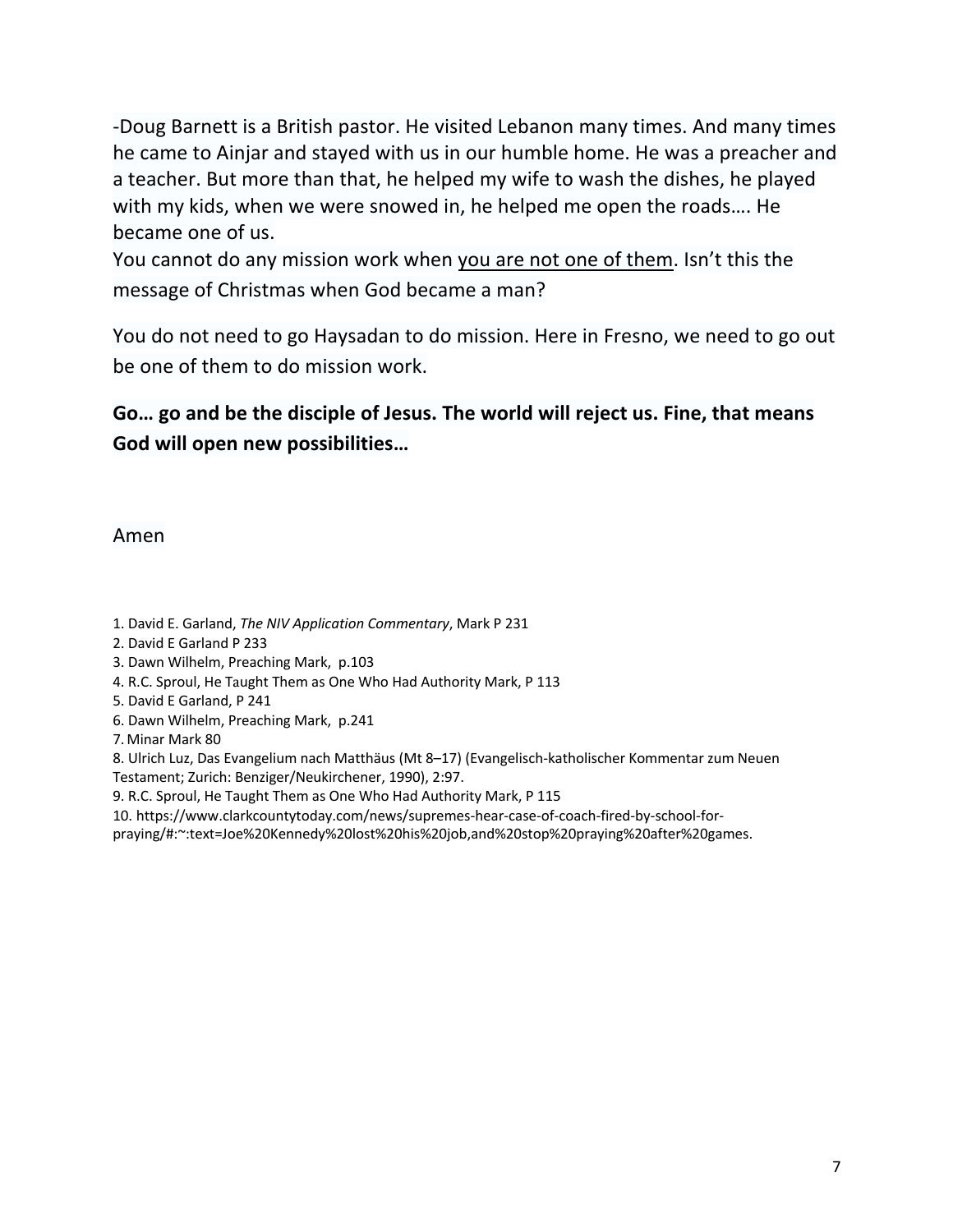-Doug Barnett is a British pastor. He visited Lebanon many times. And many times he came to Ainjar and stayed with us in our humble home. He was a preacher and a teacher. But more than that, he helped my wife to wash the dishes, he played with my kids, when we were snowed in, he helped me open the roads…. He became one of us.

You cannot do any mission work when <u>you are not one of them</u>. Isn't this the message of Christmas when God became a man?

You do not need to go Haysadan to do mission. Here in Fresno, we need to go out be one of them to do mission work.

**Go… go and be the disciple of Jesus. The world will reject us. Fine, that means God will open new possibilities…**

Amen

1. David E. Garland, *The NIV Application Commentary*, Mark P 231
2. David E Garland P 233
3. Dawn Wilhelm, Preaching Mark, p.103
4. R.C. Sproul, He Taught Them as One Who Had Authority Mark, P 113
5. David E Garland, P 241
6. Dawn Wilhelm, Preaching Mark, p.241
7. Minar Mark 80
8. Ulrich Luz, Das Evangelium nach Matthäus (Mt 8–17) (Evangelisch-katholischer Kommentar zum Neuen Testament; Zurich: Benziger/Neukirchener, 1990), 2:97.
9. R.C. Sproul, He Taught Them as One Who Had Authority Mark, P 115
10. https://www.clarkcountytoday.com/news/supremes-hear-case-of-coach-fired-by-school-for-praying/#:~:text=Joe%20Kennedy%20lost%20his%20job,and%20stop%20praying%20after%20games.